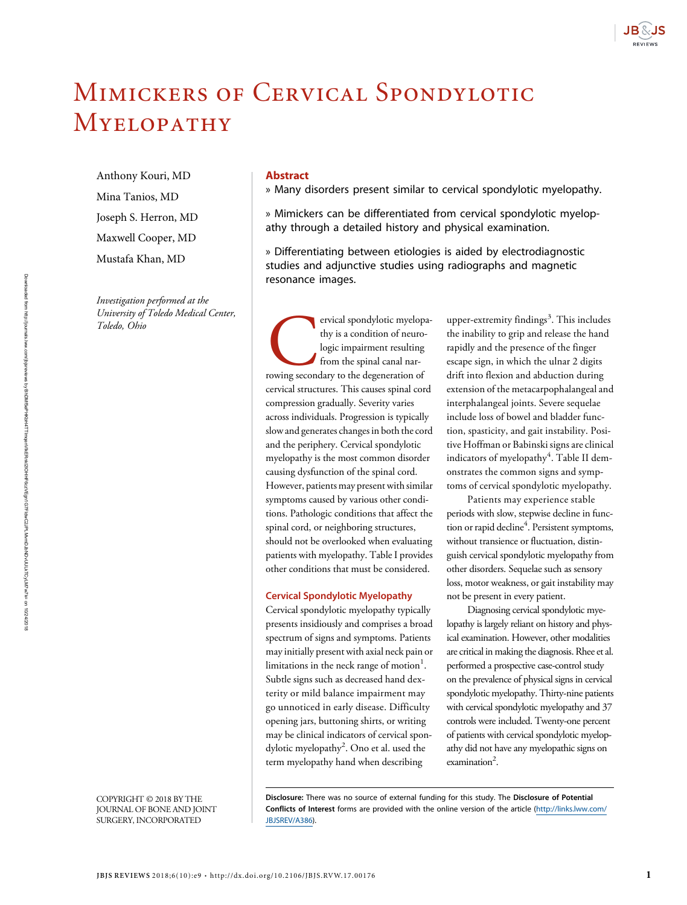# Mimickers of Cervical Spondylotic Myelopathy

Anthony Kouri, MD

Mina Tanios, MD

Joseph S. Herron, MD

Maxwell Cooper, MD

Mustafa Khan, MD

*Investigation performed at the University of Toledo Medical Center, Toledo, Ohio*

## Abstract

» Many disorders present similar to cervical spondylotic myelopathy.

» Mimickers can be differentiated from cervical spondylotic myelopathy through a detailed history and physical examination.

» Differentiating between etiologies is aided by electrodiagnostic studies and adjunctive studies using radiographs and magnetic resonance images.

Cervical spondylotic myelopathy is a condition of neurologic impairment resulting from the spinal canal narrowing secondary to the degeneration of cervical structures. This causes spinal cord compression gradually. Severity varies across individuals. Progression is typically slow and generates changes in both the cord and the periphery. Cervical spondylotic myelopathy is the most common disorder causing dysfunction of the spinal cord. However, patients may present with similar symptoms caused by various other conditions. Pathologic conditions that affect the spinal cord, or neighboring structures, should not be overlooked when evaluating patients with myelopathy. Table I provides other conditions that must be considered.

### Cervical Spondylotic Myelopathy

Cervical spondylotic myelopathy typically presents insidiously and comprises a broad spectrum of signs and symptoms. Patients may initially present with axial neck pain or limitations in the neck range of motion[1]. Subtle signs such as decreased hand dexterity or mild balance impairment may go unnoticed in early disease. Difficulty opening jars, buttoning shirts, or writing may be clinical indicators of cervical spondylotic myelopathy[2]. Ono et al. used the term myelopathy hand when describing upper-extremity findings[3]. This includes the inability to grip and release the hand rapidly and the presence of the finger escape sign, in which the ulnar 2 digits drift into flexion and abduction during extension of the metacarpophalangeal and interphalangeal joints. Severe sequelae include loss of bowel and bladder function, spasticity, and gait instability. Positive Hoffman or Babinski signs are clinical indicators of myelopathy[4]. Table II demonstrates the common signs and symptoms of cervical spondylotic myelopathy.

Patients may experience stable periods with slow, stepwise decline in function or rapid decline[4]. Persistent symptoms, without transience or fluctuation, distinguish cervical spondylotic myelopathy from other disorders. Sequelae such as sensory loss, motor weakness, or gait instability may not be present in every patient.

Diagnosing cervical spondylotic myelopathy is largely reliant on history and physical examination. However, other modalities are critical in making the diagnosis. Rhee et al. performed a prospective case-control study on the prevalence of physical signs in cervical spondylotic myelopathy. Thirty-nine patients with cervical spondylotic myelopathy and 37 controls were included. Twenty-one percent of patients with cervical spondylotic myelopathy did not have any myelopathic signs on examination[2].

COPYRIGHT © 2018 BY THE JOURNAL OF BONE AND JOINT SURGERY, INCORPORATED

**Disclosure:** There was no source of external funding for this study. The **Disclosure of Potential Conflicts of Interest** forms are provided with the online version of the article (http://links.lww.com/JBJSREV/A386).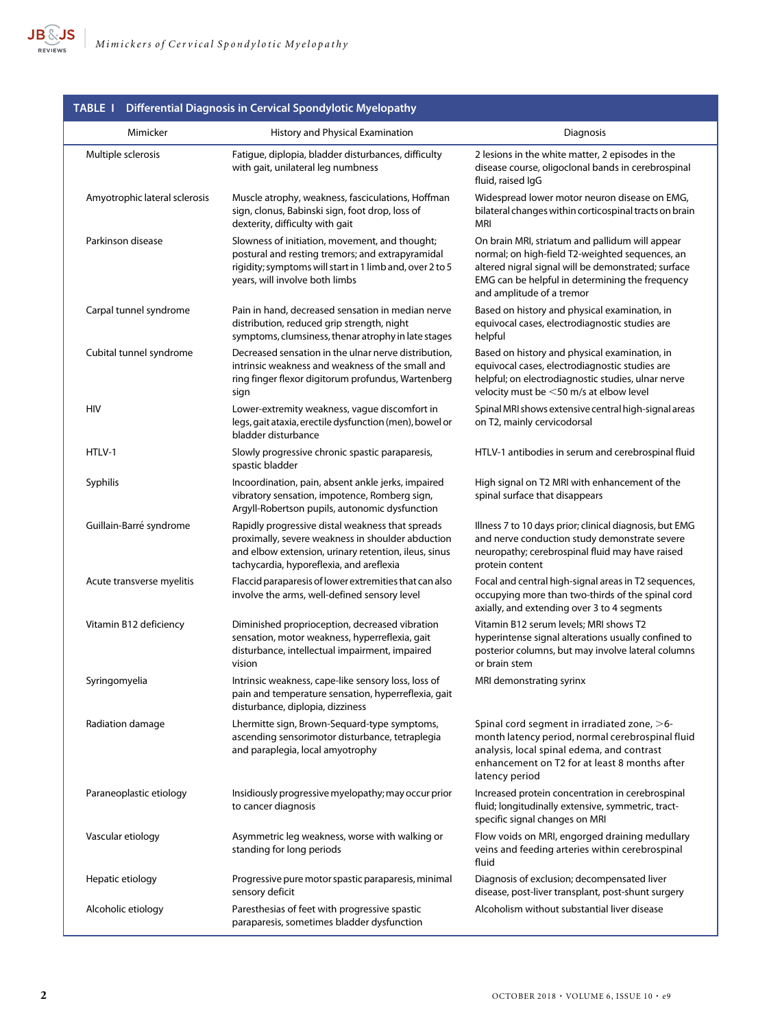**TABLE I Differential Diagnosis in Cervical Spondylotic Myelopathy**

| Mimicker | History and Physical Examination | Diagnosis |
| --- | --- | --- |
| Multiple sclerosis | Fatigue, diplopia, bladder disturbances, difficulty with gait, unilateral leg numbness | 2 lesions in the white matter, 2 episodes in the disease course, oligoclonal bands in cerebrospinal fluid, raised IgG |
| Amyotrophic lateral sclerosis | Muscle atrophy, weakness, fasciculations, Hoffman sign, clonus, Babinski sign, foot drop, loss of dexterity, difficulty with gait | Widespread lower motor neuron disease on EMG, bilateral changes within corticospinal tracts on brain MRI |
| Parkinson disease | Slowness of initiation, movement, and thought; postural and resting tremors; and extrapyramidal rigidity; symptoms will start in 1 limb and, over 2 to 5 years, will involve both limbs | On brain MRI, striatum and pallidum will appear normal; on high-field T2-weighted sequences, an altered nigral signal will be demonstrated; surface EMG can be helpful in determining the frequency and amplitude of a tremor |
| Carpal tunnel syndrome | Pain in hand, decreased sensation in median nerve distribution, reduced grip strength, night symptoms, clumsiness, thenar atrophy in late stages | Based on history and physical examination, in equivocal cases, electrodiagnostic studies are helpful |
| Cubital tunnel syndrome | Decreased sensation in the ulnar nerve distribution, intrinsic weakness and weakness of the small and ring finger flexor digitorum profundus, Wartenberg sign | Based on history and physical examination, in equivocal cases, electrodiagnostic studies are helpful; on electrodiagnostic studies, ulnar nerve velocity must be <50 m/s at elbow level |
| HIV | Lower-extremity weakness, vague discomfort in legs, gait ataxia, erectile dysfunction (men), bowel or bladder disturbance | Spinal MRI shows extensive central high-signal areas on T2, mainly cervicodorsal |
| HTLV-1 | Slowly progressive chronic spastic paraparesis, spastic bladder | HTLV-1 antibodies in serum and cerebrospinal fluid |
| Syphilis | Incoordination, pain, absent ankle jerks, impaired vibratory sensation, impotence, Romberg sign, Argyll-Robertson pupils, autonomic dysfunction | High signal on T2 MRI with enhancement of the spinal surface that disappears |
| Guillain-Barré syndrome | Rapidly progressive distal weakness that spreads proximally, severe weakness in shoulder abduction and elbow extension, urinary retention, ileus, sinus tachycardia, hyporeflexia, and areflexia | Illness 7 to 10 days prior; clinical diagnosis, but EMG and nerve conduction study demonstrate severe neuropathy; cerebrospinal fluid may have raised protein content |
| Acute transverse myelitis | Flaccid paraparesis of lower extremities that can also involve the arms, well-defined sensory level | Focal and central high-signal areas in T2 sequences, occupying more than two-thirds of the spinal cord axially, and extending over 3 to 4 segments |
| Vitamin B12 deficiency | Diminished proprioception, decreased vibration sensation, motor weakness, hyperreflexia, gait disturbance, intellectual impairment, impaired vision | Vitamin B12 serum levels; MRI shows T2 hyperintense signal alterations usually confined to posterior columns, but may involve lateral columns or brain stem |
| Syringomyelia | Intrinsic weakness, cape-like sensory loss, loss of pain and temperature sensation, hyperreflexia, gait disturbance, diplopia, dizziness | MRI demonstrating syrinx |
| Radiation damage | Lhermitte sign, Brown-Sequard-type symptoms, ascending sensorimotor disturbance, tetraplegia and paraplegia, local amyotrophy | Spinal cord segment in irradiated zone, >6-month latency period, normal cerebrospinal fluid analysis, local spinal edema, and contrast enhancement on T2 for at least 8 months after latency period |
| Paraneoplastic etiology | Insidiously progressive myelopathy; may occur prior to cancer diagnosis | Increased protein concentration in cerebrospinal fluid; longitudinally extensive, symmetric, tract-specific signal changes on MRI |
| Vascular etiology | Asymmetric leg weakness, worse with walking or standing for long periods | Flow voids on MRI, engorged draining medullary veins and feeding arteries within cerebrospinal fluid |
| Hepatic etiology | Progressive pure motor spastic paraparesis, minimal sensory deficit | Diagnosis of exclusion; decompensated liver disease, post-liver transplant, post-shunt surgery |
| Alcoholic etiology | Paresthesias of feet with progressive spastic paraparesis, sometimes bladder dysfunction | Alcoholism without substantial liver disease |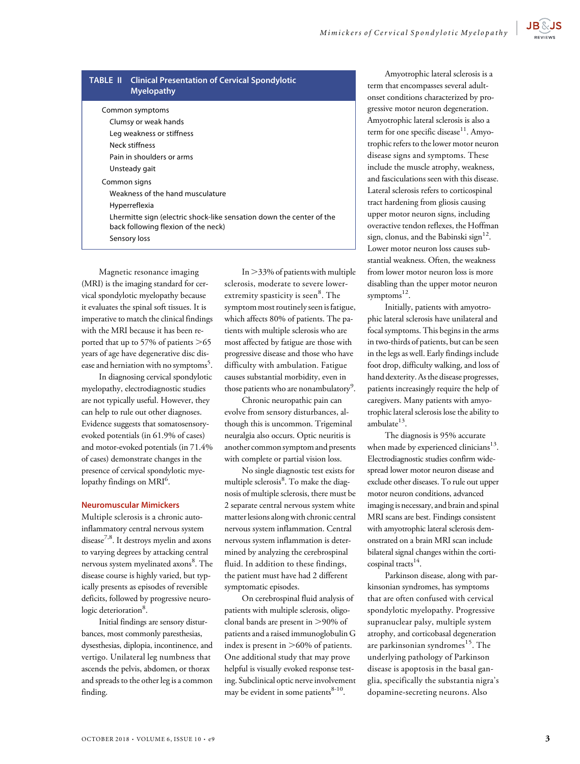**TABLE II Clinical Presentation of Cervical Spondylotic Myelopathy**

Common symptoms
- Clumsy or weak hands
- Leg weakness or stiffness
- Neck stiffness
- Pain in shoulders or arms
- Unsteady gait

Common signs
- Weakness of the hand musculature
- Hyperreflexia
- Lhermitte sign (electric shock-like sensation down the center of the back following flexion of the neck)
- Sensory loss

Magnetic resonance imaging (MRI) is the imaging standard for cervical spondylotic myelopathy because it evaluates the spinal soft tissues. It is imperative to match the clinical findings with the MRI because it has been reported that up to 57% of patients >65 years of age have degenerative disc disease and herniation with no symptoms[5].

In diagnosing cervical spondylotic myelopathy, electrodiagnostic studies are not typically useful. However, they can help to rule out other diagnoses. Evidence suggests that somatosensory-evoked potentials (in 61.9% of cases) and motor-evoked potentials (in 71.4% of cases) demonstrate changes in the presence of cervical spondylotic myelopathy findings on MRI[6].

## Neuromuscular Mimickers

Multiple sclerosis is a chronic autoinflammatory central nervous system disease[7,8]. It destroys myelin and axons to varying degrees by attacking central nervous system myelinated axons[8]. The disease course is highly varied, but typically presents as episodes of reversible deficits, followed by progressive neurologic deterioration[8].

Initial findings are sensory disturbances, most commonly paresthesias, dysesthesias, diplopia, incontinence, and vertigo. Unilateral leg numbness that ascends the pelvis, abdomen, or thorax and spreads to the other leg is a common finding.

In >33% of patients with multiple sclerosis, moderate to severe lower-extremity spasticity is seen[8]. The symptom most routinely seen is fatigue, which affects 80% of patients. The patients with multiple sclerosis who are most affected by fatigue are those with progressive disease and those who have difficulty with ambulation. Fatigue causes substantial morbidity, even in those patients who are nonambulatory[9].

Chronic neuropathic pain can evolve from sensory disturbances, although this is uncommon. Trigeminal neuralgia also occurs. Optic neuritis is another common symptom and presents with complete or partial vision loss.

No single diagnostic test exists for multiple sclerosis[8]. To make the diagnosis of multiple sclerosis, there must be 2 separate central nervous system white matter lesions along with chronic central nervous system inflammation. Central nervous system inflammation is determined by analyzing the cerebrospinal fluid. In addition to these findings, the patient must have had 2 different symptomatic episodes.

On cerebrospinal fluid analysis of patients with multiple sclerosis, oligoclonal bands are present in >90% of patients and a raised immunoglobulin G index is present in >60% of patients. One additional study that may prove helpful is visually evoked response testing. Subclinical optic nerve involvement may be evident in some patients[8-10].

Amyotrophic lateral sclerosis is a term that encompasses several adult-onset conditions characterized by progressive motor neuron degeneration. Amyotrophic lateral sclerosis is also a term for one specific disease[11]. Amyotrophic refers to the lower motor neuron disease signs and symptoms. These include the muscle atrophy, weakness, and fasciculations seen with this disease. Lateral sclerosis refers to corticospinal tract hardening from gliosis causing upper motor neuron signs, including overactive tendon reflexes, the Hoffman sign, clonus, and the Babinski sign[12]. Lower motor neuron loss causes substantial weakness. Often, the weakness from lower motor neuron loss is more disabling than the upper motor neuron symptoms[12].

Initially, patients with amyotrophic lateral sclerosis have unilateral and focal symptoms. This begins in the arms in two-thirds of patients, but can be seen in the legs as well. Early findings include foot drop, difficulty walking, and loss of hand dexterity. As the disease progresses, patients increasingly require the help of caregivers. Many patients with amyotrophic lateral sclerosis lose the ability to ambulate[13].

The diagnosis is 95% accurate when made by experienced clinicians[13]. Electrodiagnostic studies confirm widespread lower motor neuron disease and exclude other diseases. To rule out upper motor neuron conditions, advanced imaging is necessary, and brain and spinal MRI scans are best. Findings consistent with amyotrophic lateral sclerosis demonstrated on a brain MRI scan include bilateral signal changes within the corticospinal tracts[14].

Parkinson disease, along with parkinsonian syndromes, has symptoms that are often confused with cervical spondylotic myelopathy. Progressive supranuclear palsy, multiple system atrophy, and corticobasal degeneration are parkinsonian syndromes[15]. The underlying pathology of Parkinson disease is apoptosis in the basal ganglia, specifically the substantia nigra's dopamine-secreting neurons. Also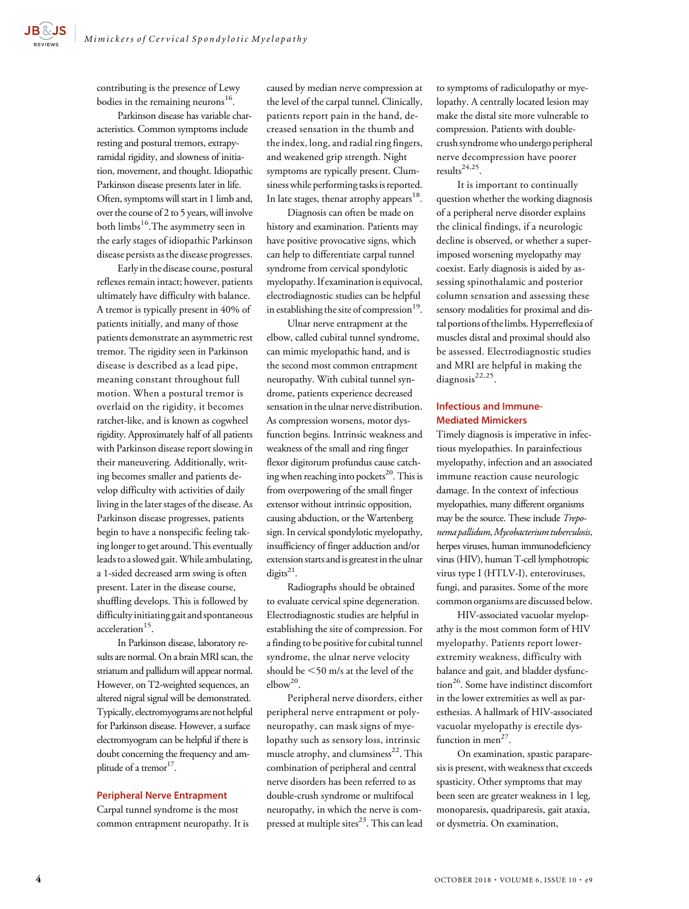contributing is the presence of Lewy bodies in the remaining neurons[16].

Parkinson disease has variable characteristics. Common symptoms include resting and postural tremors, extrapyramidal rigidity, and slowness of initiation, movement, and thought. Idiopathic Parkinson disease presents later in life. Often, symptoms will start in 1 limb and, over the course of 2 to 5 years, will involve both limbs[16]. The asymmetry seen in the early stages of idiopathic Parkinson disease persists as the disease progresses.

Early in the disease course, postural reflexes remain intact; however, patients ultimately have difficulty with balance. A tremor is typically present in 40% of patients initially, and many of those patients demonstrate an asymmetric rest tremor. The rigidity seen in Parkinson disease is described as a lead pipe, meaning constant throughout full motion. When a postural tremor is overlaid on the rigidity, it becomes ratchet-like, and is known as cogwheel rigidity. Approximately half of all patients with Parkinson disease report slowing in their maneuvering. Additionally, writing becomes smaller and patients develop difficulty with activities of daily living in the later stages of the disease. As Parkinson disease progresses, patients begin to have a nonspecific feeling taking longer to get around. This eventually leads to a slowed gait. While ambulating, a 1-sided decreased arm swing is often present. Later in the disease course, shuffling develops. This is followed by difficulty initiating gait and spontaneous acceleration[15].

In Parkinson disease, laboratory results are normal. On a brain MRI scan, the striatum and pallidum will appear normal. However, on T2-weighted sequences, an altered nigral signal will be demonstrated. Typically, electromyograms are not helpful for Parkinson disease. However, a surface electromyogram can be helpful if there is doubt concerning the frequency and amplitude of a tremor[17].

## Peripheral Nerve Entrapment

Carpal tunnel syndrome is the most common entrapment neuropathy. It is caused by median nerve compression at the level of the carpal tunnel. Clinically, patients report pain in the hand, decreased sensation in the thumb and the index, long, and radial ring fingers, and weakened grip strength. Night symptoms are typically present. Clumsiness while performing tasks is reported. In late stages, thenar atrophy appears[18].

Diagnosis can often be made on history and examination. Patients may have positive provocative signs, which can help to differentiate carpal tunnel syndrome from cervical spondylotic myelopathy. If examination is equivocal, electrodiagnostic studies can be helpful in establishing the site of compression[19].

Ulnar nerve entrapment at the elbow, called cubital tunnel syndrome, can mimic myelopathic hand, and is the second most common entrapment neuropathy. With cubital tunnel syndrome, patients experience decreased sensation in the ulnar nerve distribution. As compression worsens, motor dysfunction begins. Intrinsic weakness and weakness of the small and ring finger flexor digitorum profundus cause catching when reaching into pockets[20]. This is from overpowering of the small finger extensor without intrinsic opposition, causing abduction, or the Wartenberg sign. In cervical spondylotic myelopathy, insufficiency of finger adduction and/or extension starts and is greatest in the ulnar digits[21].

Radiographs should be obtained to evaluate cervical spine degeneration. Electrodiagnostic studies are helpful in establishing the site of compression. For a finding to be positive for cubital tunnel syndrome, the ulnar nerve velocity should be <50 m/s at the level of the elbow[20].

Peripheral nerve disorders, either peripheral nerve entrapment or polyneuropathy, can mask signs of myelopathy such as sensory loss, intrinsic muscle atrophy, and clumsiness[22]. This combination of peripheral and central nerve disorders has been referred to as double-crush syndrome or multifocal neuropathy, in which the nerve is compressed at multiple sites[23]. This can lead to symptoms of radiculopathy or myelopathy. A centrally located lesion may make the distal site more vulnerable to compression. Patients with double-crush syndrome who undergo peripheral nerve decompression have poorer results[24,25].

It is important to continually question whether the working diagnosis of a peripheral nerve disorder explains the clinical findings, if a neurologic decline is observed, or whether a superimposed worsening myelopathy may coexist. Early diagnosis is aided by assessing spinothalamic and posterior column sensation and assessing these sensory modalities for proximal and distal portions of the limbs. Hyperreflexia of muscles distal and proximal should also be assessed. Electrodiagnostic studies and MRI are helpful in making the diagnosis[22,25].

## Infectious and Immune-Mediated Mimickers

Timely diagnosis is imperative in infectious myelopathies. In parainfectious myelopathy, infection and an associated immune reaction cause neurologic damage. In the context of infectious myelopathies, many different organisms may be the source. These include *Treponema pallidum*, *Mycobacterium tuberculosis*, herpes viruses, human immunodeficiency virus (HIV), human T-cell lymphotropic virus type I (HTLV-I), enteroviruses, fungi, and parasites. Some of the more common organisms are discussed below.

HIV-associated vacuolar myelopathy is the most common form of HIV myelopathy. Patients report lower-extremity weakness, difficulty with balance and gait, and bladder dysfunction[26]. Some have indistinct discomfort in the lower extremities as well as paresthesias. A hallmark of HIV-associated vacuolar myelopathy is erectile dysfunction in men[27].

On examination, spastic paraparesis is present, with weakness that exceeds spasticity. Other symptoms that may been seen are greater weakness in 1 leg, monoparesis, quadriparesis, gait ataxia, or dysmetria. On examination,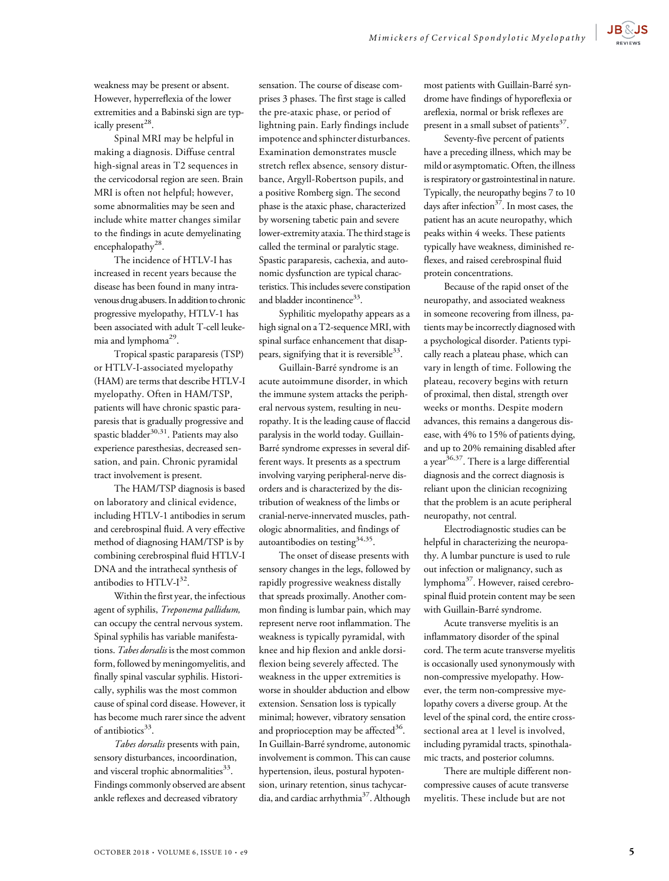weakness may be present or absent. However, hyperreflexia of the lower extremities and a Babinski sign are typically present[28].

Spinal MRI may be helpful in making a diagnosis. Diffuse central high-signal areas in T2 sequences in the cervicodorsal region are seen. Brain MRI is often not helpful; however, some abnormalities may be seen and include white matter changes similar to the findings in acute demyelinating encephalopathy[28].

The incidence of HTLV-I has increased in recent years because the disease has been found in many intravenous drug abusers. In addition to chronic progressive myelopathy, HTLV-1 has been associated with adult T-cell leukemia and lymphoma[29].

Tropical spastic paraparesis (TSP) or HTLV-I-associated myelopathy (HAM) are terms that describe HTLV-I myelopathy. Often in HAM/TSP, patients will have chronic spastic paraparesis that is gradually progressive and spastic bladder[30,31]. Patients may also experience paresthesias, decreased sensation, and pain. Chronic pyramidal tract involvement is present.

The HAM/TSP diagnosis is based on laboratory and clinical evidence, including HTLV-1 antibodies in serum and cerebrospinal fluid. A very effective method of diagnosing HAM/TSP is by combining cerebrospinal fluid HTLV-I DNA and the intrathecal synthesis of antibodies to HTLV-I[32].

Within the first year, the infectious agent of syphilis, *Treponema pallidum,* can occupy the central nervous system. Spinal syphilis has variable manifestations. *Tabes dorsalis* is the most common form, followed by meningomyelitis, and finally spinal vascular syphilis. Historically, syphilis was the most common cause of spinal cord disease. However, it has become much rarer since the advent of antibiotics[33].

*Tabes dorsalis* presents with pain, sensory disturbances, incoordination, and visceral trophic abnormalities[33]. Findings commonly observed are absent ankle reflexes and decreased vibratory sensation. The course of disease comprises 3 phases. The first stage is called the pre-ataxic phase, or period of lightning pain. Early findings include impotence and sphincter disturbances. Examination demonstrates muscle stretch reflex absence, sensory disturbance, Argyll-Robertson pupils, and a positive Romberg sign. The second phase is the ataxic phase, characterized by worsening tabetic pain and severe lower-extremity ataxia. The third stage is called the terminal or paralytic stage. Spastic paraparesis, cachexia, and autonomic dysfunction are typical characteristics. This includes severe constipation and bladder incontinence[33].

Syphilitic myelopathy appears as a high signal on a T2-sequence MRI, with spinal surface enhancement that disappears, signifying that it is reversible[33].

Guillain-Barré syndrome is an acute autoimmune disorder, in which the immune system attacks the peripheral nervous system, resulting in neuropathy. It is the leading cause of flaccid paralysis in the world today. Guillain-Barré syndrome expresses in several different ways. It presents as a spectrum involving varying peripheral-nerve disorders and is characterized by the distribution of weakness of the limbs or cranial-nerve-innervated muscles, pathologic abnormalities, and findings of autoantibodies on testing[34,35].

The onset of disease presents with sensory changes in the legs, followed by rapidly progressive weakness distally that spreads proximally. Another common finding is lumbar pain, which may represent nerve root inflammation. The weakness is typically pyramidal, with knee and hip flexion and ankle dorsiflexion being severely affected. The weakness in the upper extremities is worse in shoulder abduction and elbow extension. Sensation loss is typically minimal; however, vibratory sensation and proprioception may be affected[36]. In Guillain-Barré syndrome, autonomic involvement is common. This can cause hypertension, ileus, postural hypotension, urinary retention, sinus tachycardia, and cardiac arrhythmia[37]. Although most patients with Guillain-Barré syndrome have findings of hyporeflexia or areflexia, normal or brisk reflexes are present in a small subset of patients[37].

Seventy-five percent of patients have a preceding illness, which may be mild or asymptomatic. Often, the illness is respiratory or gastrointestinal in nature. Typically, the neuropathy begins 7 to 10 days after infection[37]. In most cases, the patient has an acute neuropathy, which peaks within 4 weeks. These patients typically have weakness, diminished reflexes, and raised cerebrospinal fluid protein concentrations.

Because of the rapid onset of the neuropathy, and associated weakness in someone recovering from illness, patients may be incorrectly diagnosed with a psychological disorder. Patients typically reach a plateau phase, which can vary in length of time. Following the plateau, recovery begins with return of proximal, then distal, strength over weeks or months. Despite modern advances, this remains a dangerous disease, with 4% to 15% of patients dying, and up to 20% remaining disabled after a year[36,37]. There is a large differential diagnosis and the correct diagnosis is reliant upon the clinician recognizing that the problem is an acute peripheral neuropathy, not central.

Electrodiagnostic studies can be helpful in characterizing the neuropathy. A lumbar puncture is used to rule out infection or malignancy, such as lymphoma[37]. However, raised cerebrospinal fluid protein content may be seen with Guillain-Barré syndrome.

Acute transverse myelitis is an inflammatory disorder of the spinal cord. The term acute transverse myelitis is occasionally used synonymously with non-compressive myelopathy. However, the term non-compressive myelopathy covers a diverse group. At the level of the spinal cord, the entire cross-sectional area at 1 level is involved, including pyramidal tracts, spinothalamic tracts, and posterior columns.

There are multiple different non-compressive causes of acute transverse myelitis. These include but are not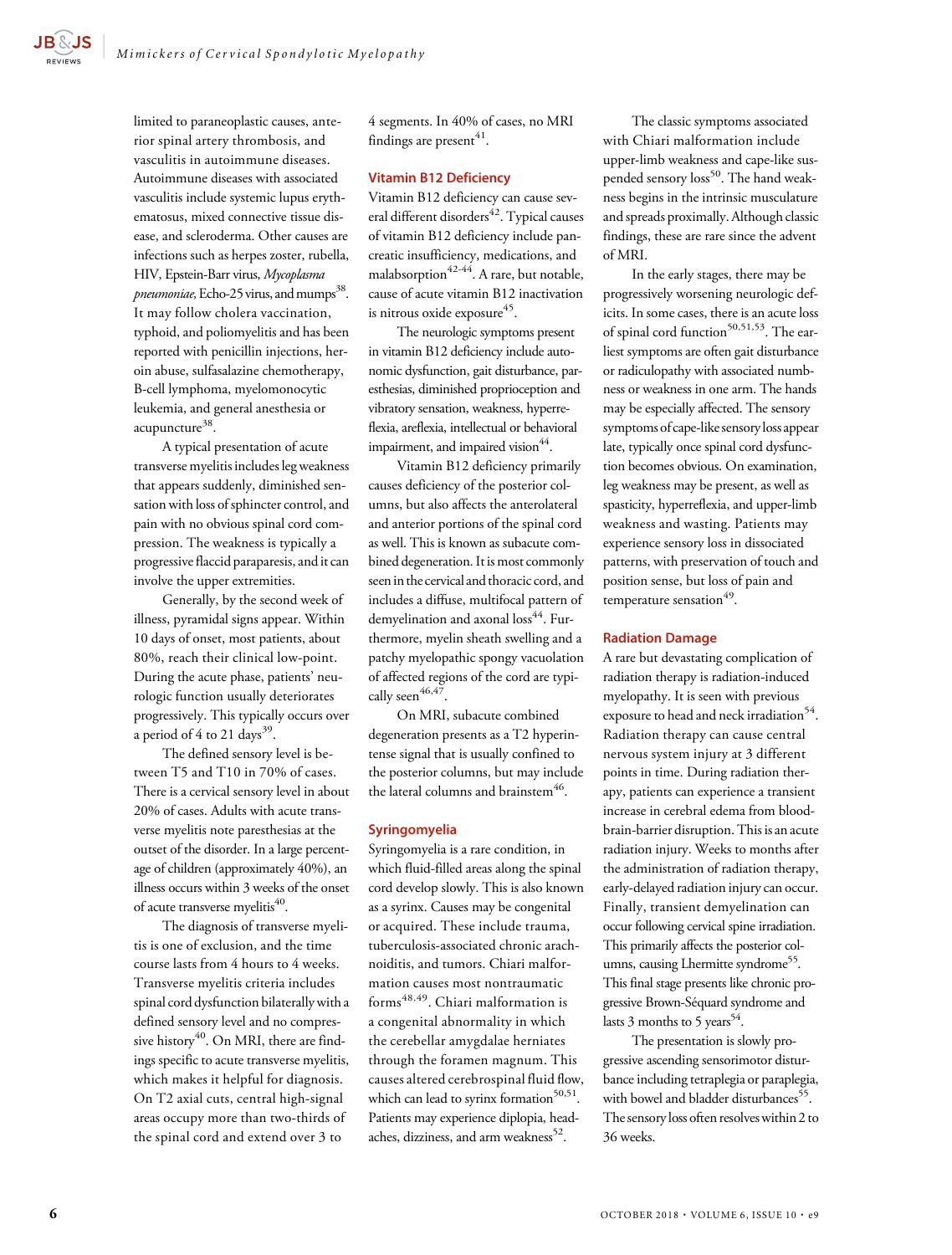limited to paraneoplastic causes, anterior spinal artery thrombosis, and vasculitis in autoimmune diseases. Autoimmune diseases with associated vasculitis include systemic lupus erythematosus, mixed connective tissue disease, and scleroderma. Other causes are infections such as herpes zoster, rubella, HIV, Epstein-Barr virus, *Mycoplasma pneumoniae,* Echo-25 virus, and mumps[38]. It may follow cholera vaccination, typhoid, and poliomyelitis and has been reported with penicillin injections, heroin abuse, sulfasalazine chemotherapy, B-cell lymphoma, myelomonocytic leukemia, and general anesthesia or acupuncture[38].

A typical presentation of acute transverse myelitis includes leg weakness that appears suddenly, diminished sensation with loss of sphincter control, and pain with no obvious spinal cord compression. The weakness is typically a progressive flaccid paraparesis, and it can involve the upper extremities.

Generally, by the second week of illness, pyramidal signs appear. Within 10 days of onset, most patients, about 80%, reach their clinical low-point. During the acute phase, patients' neurologic function usually deteriorates progressively. This typically occurs over a period of 4 to 21 days[39].

The defined sensory level is between T5 and T10 in 70% of cases. There is a cervical sensory level in about 20% of cases. Adults with acute transverse myelitis note paresthesias at the outset of the disorder. In a large percentage of children (approximately 40%), an illness occurs within 3 weeks of the onset of acute transverse myelitis[40].

The diagnosis of transverse myelitis is one of exclusion, and the time course lasts from 4 hours to 4 weeks. Transverse myelitis criteria includes spinal cord dysfunction bilaterally with a defined sensory level and no compressive history[40]. On MRI, there are findings specific to acute transverse myelitis, which makes it helpful for diagnosis. On T2 axial cuts, central high-signal areas occupy more than two-thirds of the spinal cord and extend over 3 to 4 segments. In 40% of cases, no MRI findings are present[41].

## Vitamin B12 Deficiency

Vitamin B12 deficiency can cause several different disorders[42]. Typical causes of vitamin B12 deficiency include pancreatic insufficiency, medications, and malabsorption[42-44]. A rare, but notable, cause of acute vitamin B12 inactivation is nitrous oxide exposure[45].

The neurologic symptoms present in vitamin B12 deficiency include autonomic dysfunction, gait disturbance, paresthesias, diminished proprioception and vibratory sensation, weakness, hyperreflexia, areflexia, intellectual or behavioral impairment, and impaired vision[44].

Vitamin B12 deficiency primarily causes deficiency of the posterior columns, but also affects the anterolateral and anterior portions of the spinal cord as well. This is known as subacute combined degeneration. It is most commonly seen in the cervical and thoracic cord, and includes a diffuse, multifocal pattern of demyelination and axonal loss[44]. Furthermore, myelin sheath swelling and a patchy myelopathic spongy vacuolation of affected regions of the cord are typically seen[46,47].

On MRI, subacute combined degeneration presents as a T2 hyperintense signal that is usually confined to the posterior columns, but may include the lateral columns and brainstem[46].

## Syringomyelia

Syringomyelia is a rare condition, in which fluid-filled areas along the spinal cord develop slowly. This is also known as a syrinx. Causes may be congenital or acquired. These include trauma, tuberculosis-associated chronic arachnoiditis, and tumors. Chiari malformation causes most nontraumatic forms[48,49]. Chiari malformation is a congenital abnormality in which the cerebellar amygdalae herniates through the foramen magnum. This causes altered cerebrospinal fluid flow, which can lead to syrinx formation[50,51]. Patients may experience diplopia, headaches, dizziness, and arm weakness[52].

The classic symptoms associated with Chiari malformation include upper-limb weakness and cape-like suspended sensory loss[50]. The hand weakness begins in the intrinsic musculature and spreads proximally. Although classic findings, these are rare since the advent of MRI.

In the early stages, there may be progressively worsening neurologic deficits. In some cases, there is an acute loss of spinal cord function[50,51,53]. The earliest symptoms are often gait disturbance or radiculopathy with associated numbness or weakness in one arm. The hands may be especially affected. The sensory symptoms of cape-like sensory loss appear late, typically once spinal cord dysfunction becomes obvious. On examination, leg weakness may be present, as well as spasticity, hyperreflexia, and upper-limb weakness and wasting. Patients may experience sensory loss in dissociated patterns, with preservation of touch and position sense, but loss of pain and temperature sensation[49].

## Radiation Damage

A rare but devastating complication of radiation therapy is radiation-induced myelopathy. It is seen with previous exposure to head and neck irradiation[54]. Radiation therapy can cause central nervous system injury at 3 different points in time. During radiation therapy, patients can experience a transient increase in cerebral edema from blood-brain-barrier disruption. This is an acute radiation injury. Weeks to months after the administration of radiation therapy, early-delayed radiation injury can occur. Finally, transient demyelination can occur following cervical spine irradiation. This primarily affects the posterior columns, causing Lhermitte syndrome[55]. This final stage presents like chronic progressive Brown-Séquard syndrome and lasts 3 months to 5 years[54].

The presentation is slowly progressive ascending sensorimotor disturbance including tetraplegia or paraplegia, with bowel and bladder disturbances[55]. The sensory loss often resolves within 2 to 36 weeks.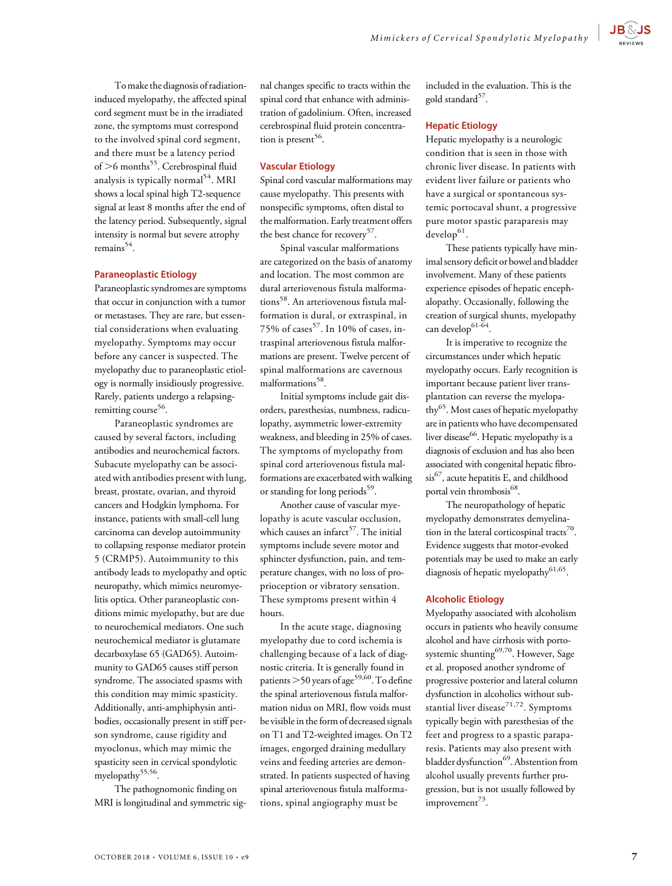To make the diagnosis of radiation-induced myelopathy, the affected spinal cord segment must be in the irradiated zone, the symptoms must correspond to the involved spinal cord segment, and there must be a latency period of >6 months[55]. Cerebrospinal fluid analysis is typically normal[54]. MRI shows a local spinal high T2-sequence signal at least 8 months after the end of the latency period. Subsequently, signal intensity is normal but severe atrophy remains[54].

## Paraneoplastic Etiology

Paraneoplastic syndromes are symptoms that occur in conjunction with a tumor or metastases. They are rare, but essential considerations when evaluating myelopathy. Symptoms may occur before any cancer is suspected. The myelopathy due to paraneoplastic etiology is normally insidiously progressive. Rarely, patients undergo a relapsing-remitting course[56].

Paraneoplastic syndromes are caused by several factors, including antibodies and neurochemical factors. Subacute myelopathy can be associated with antibodies present with lung, breast, prostate, ovarian, and thyroid cancers and Hodgkin lymphoma. For instance, patients with small-cell lung carcinoma can develop autoimmunity to collapsing response mediator protein 5 (CRMP5). Autoimmunity to this antibody leads to myelopathy and optic neuropathy, which mimics neuromyelitis optica. Other paraneoplastic conditions mimic myelopathy, but are due to neurochemical mediators. One such neurochemical mediator is glutamate decarboxylase 65 (GAD65). Autoimmunity to GAD65 causes stiff person syndrome. The associated spasms with this condition may mimic spasticity. Additionally, anti-amphiphysin antibodies, occasionally present in stiff person syndrome, cause rigidity and myoclonus, which may mimic the spasticity seen in cervical spondylotic myelopathy[55,56].

The pathognomonic finding on MRI is longitudinal and symmetric signal changes specific to tracts within the spinal cord that enhance with administration of gadolinium. Often, increased cerebrospinal fluid protein concentration is present[56].

## Vascular Etiology

Spinal cord vascular malformations may cause myelopathy. This presents with nonspecific symptoms, often distal to the malformation. Early treatment offers the best chance for recovery[57].

Spinal vascular malformations are categorized on the basis of anatomy and location. The most common are dural arteriovenous fistula malformations[58]. An arteriovenous fistula malformation is dural, or extraspinal, in 75% of cases[57]. In 10% of cases, intraspinal arteriovenous fistula malformations are present. Twelve percent of spinal malformations are cavernous malformations[58].

Initial symptoms include gait disorders, paresthesias, numbness, radiculopathy, asymmetric lower-extremity weakness, and bleeding in 25% of cases. The symptoms of myelopathy from spinal cord arteriovenous fistula malformations are exacerbated with walking or standing for long periods[59].

Another cause of vascular myelopathy is acute vascular occlusion, which causes an infarct[57]. The initial symptoms include severe motor and sphincter dysfunction, pain, and temperature changes, with no loss of proprioception or vibratory sensation. These symptoms present within 4 hours.

In the acute stage, diagnosing myelopathy due to cord ischemia is challenging because of a lack of diagnostic criteria. It is generally found in patients >50 years of age[59,60]. To define the spinal arteriovenous fistula malformation nidus on MRI, flow voids must be visible in the form of decreased signals on T1 and T2-weighted images. On T2 images, engorged draining medullary veins and feeding arteries are demonstrated. In patients suspected of having spinal arteriovenous fistula malformations, spinal angiography must be included in the evaluation. This is the gold standard[57].

## Hepatic Etiology

Hepatic myelopathy is a neurologic condition that is seen in those with chronic liver disease. In patients with evident liver failure or patients who have a surgical or spontaneous systemic portocaval shunt, a progressive pure motor spastic paraparesis may develop[61].

These patients typically have minimal sensory deficit or bowel and bladder involvement. Many of these patients experience episodes of hepatic encephalopathy. Occasionally, following the creation of surgical shunts, myelopathy can develop[61-64].

It is imperative to recognize the circumstances under which hepatic myelopathy occurs. Early recognition is important because patient liver transplantation can reverse the myelopathy[65]. Most cases of hepatic myelopathy are in patients who have decompensated liver disease[66]. Hepatic myelopathy is a diagnosis of exclusion and has also been associated with congenital hepatic fibrosis[67], acute hepatitis E, and childhood portal vein thrombosis[68].

The neuropathology of hepatic myelopathy demonstrates demyelination in the lateral corticospinal tracts[70]. Evidence suggests that motor-evoked potentials may be used to make an early diagnosis of hepatic myelopathy[61,65].

## Alcoholic Etiology

Myelopathy associated with alcoholism occurs in patients who heavily consume alcohol and have cirrhosis with portosystemic shunting[69,70]. However, Sage et al. proposed another syndrome of progressive posterior and lateral column dysfunction in alcoholics without substantial liver disease[71,72]. Symptoms typically begin with paresthesias of the feet and progress to a spastic paraparesis. Patients may also present with bladder dysfunction[69]. Abstention from alcohol usually prevents further progression, but is not usually followed by improvement[73].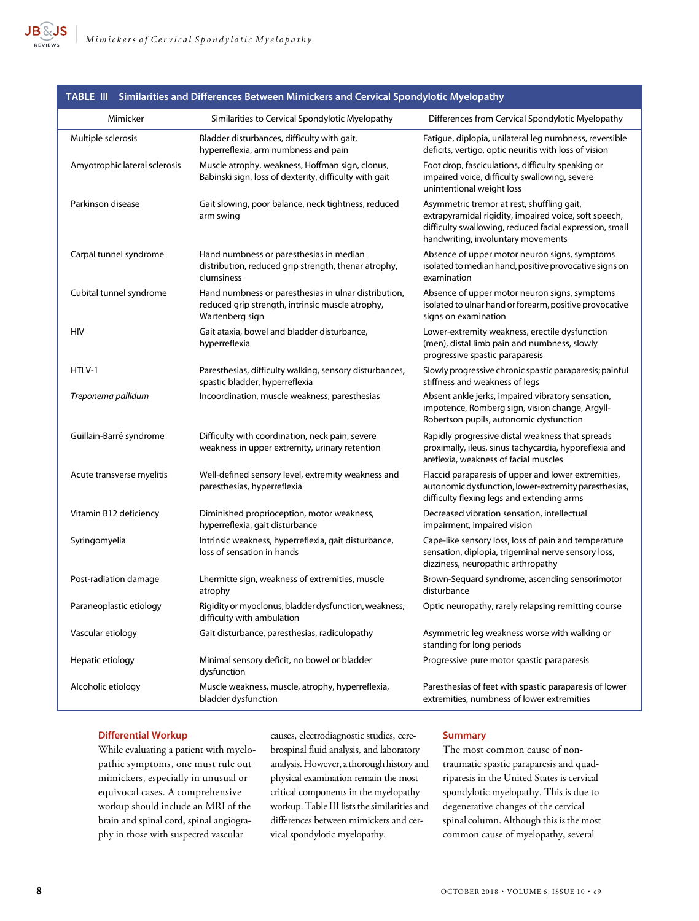**TABLE III Similarities and Differences Between Mimickers and Cervical Spondylotic Myelopathy**

| Mimicker | Similarities to Cervical Spondylotic Myelopathy | Differences from Cervical Spondylotic Myelopathy |
|---|---|---|
| Multiple sclerosis | Bladder disturbances, difficulty with gait, hyperreflexia, arm numbness and pain | Fatigue, diplopia, unilateral leg numbness, reversible deficits, vertigo, optic neuritis with loss of vision |
| Amyotrophic lateral sclerosis | Muscle atrophy, weakness, Hoffman sign, clonus, Babinski sign, loss of dexterity, difficulty with gait | Foot drop, fasciculations, difficulty speaking or impaired voice, difficulty swallowing, severe unintentional weight loss |
| Parkinson disease | Gait slowing, poor balance, neck tightness, reduced arm swing | Asymmetric tremor at rest, shuffling gait, extrapyramidal rigidity, impaired voice, soft speech, difficulty swallowing, reduced facial expression, small handwriting, involuntary movements |
| Carpal tunnel syndrome | Hand numbness or paresthesias in median distribution, reduced grip strength, thenar atrophy, clumsiness | Absence of upper motor neuron signs, symptoms isolated to median hand, positive provocative signs on examination |
| Cubital tunnel syndrome | Hand numbness or paresthesias in ulnar distribution, reduced grip strength, intrinsic muscle atrophy, Wartenberg sign | Absence of upper motor neuron signs, symptoms isolated to ulnar hand or forearm, positive provocative signs on examination |
| HIV | Gait ataxia, bowel and bladder disturbance, hyperreflexia | Lower-extremity weakness, erectile dysfunction (men), distal limb pain and numbness, slowly progressive spastic paraparesis |
| HTLV-1 | Paresthesias, difficulty walking, sensory disturbances, spastic bladder, hyperreflexia | Slowly progressive chronic spastic paraparesis; painful stiffness and weakness of legs |
| *Treponema pallidum* | Incoordination, muscle weakness, paresthesias | Absent ankle jerks, impaired vibratory sensation, impotence, Romberg sign, vision change, Argyll-Robertson pupils, autonomic dysfunction |
| Guillain-Barré syndrome | Difficulty with coordination, neck pain, severe weakness in upper extremity, urinary retention | Rapidly progressive distal weakness that spreads proximally, ileus, sinus tachycardia, hyporeflexia and areflexia, weakness of facial muscles |
| Acute transverse myelitis | Well-defined sensory level, extremity weakness and paresthesias, hyperreflexia | Flaccid paraparesis of upper and lower extremities, autonomic dysfunction, lower-extremity paresthesias, difficulty flexing legs and extending arms |
| Vitamin B12 deficiency | Diminished proprioception, motor weakness, hyperreflexia, gait disturbance | Decreased vibration sensation, intellectual impairment, impaired vision |
| Syringomyelia | Intrinsic weakness, hyperreflexia, gait disturbance, loss of sensation in hands | Cape-like sensory loss, loss of pain and temperature sensation, diplopia, trigeminal nerve sensory loss, dizziness, neuropathic arthropathy |
| Post-radiation damage | Lhermitte sign, weakness of extremities, muscle atrophy | Brown-Sequard syndrome, ascending sensorimotor disturbance |
| Paraneoplastic etiology | Rigidity or myoclonus, bladder dysfunction, weakness, difficulty with ambulation | Optic neuropathy, rarely relapsing remitting course |
| Vascular etiology | Gait disturbance, paresthesias, radiculopathy | Asymmetric leg weakness worse with walking or standing for long periods |
| Hepatic etiology | Minimal sensory deficit, no bowel or bladder dysfunction | Progressive pure motor spastic paraparesis |
| Alcoholic etiology | Muscle weakness, muscle, atrophy, hyperreflexia, bladder dysfunction | Paresthesias of feet with spastic paraparesis of lower extremities, numbness of lower extremities |

## Differential Workup

While evaluating a patient with myelopathic symptoms, one must rule out mimickers, especially in unusual or equivocal cases. A comprehensive workup should include an MRI of the brain and spinal cord, spinal angiography in those with suspected vascular causes, electrodiagnostic studies, cerebrospinal fluid analysis, and laboratory analysis. However, a thorough history and physical examination remain the most critical components in the myelopathy workup. Table III lists the similarities and differences between mimickers and cervical spondylotic myelopathy.

## Summary

The most common cause of nontraumatic spastic paraparesis and quadriparesis in the United States is cervical spondylotic myelopathy. This is due to degenerative changes of the cervical spinal column. Although this is the most common cause of myelopathy, several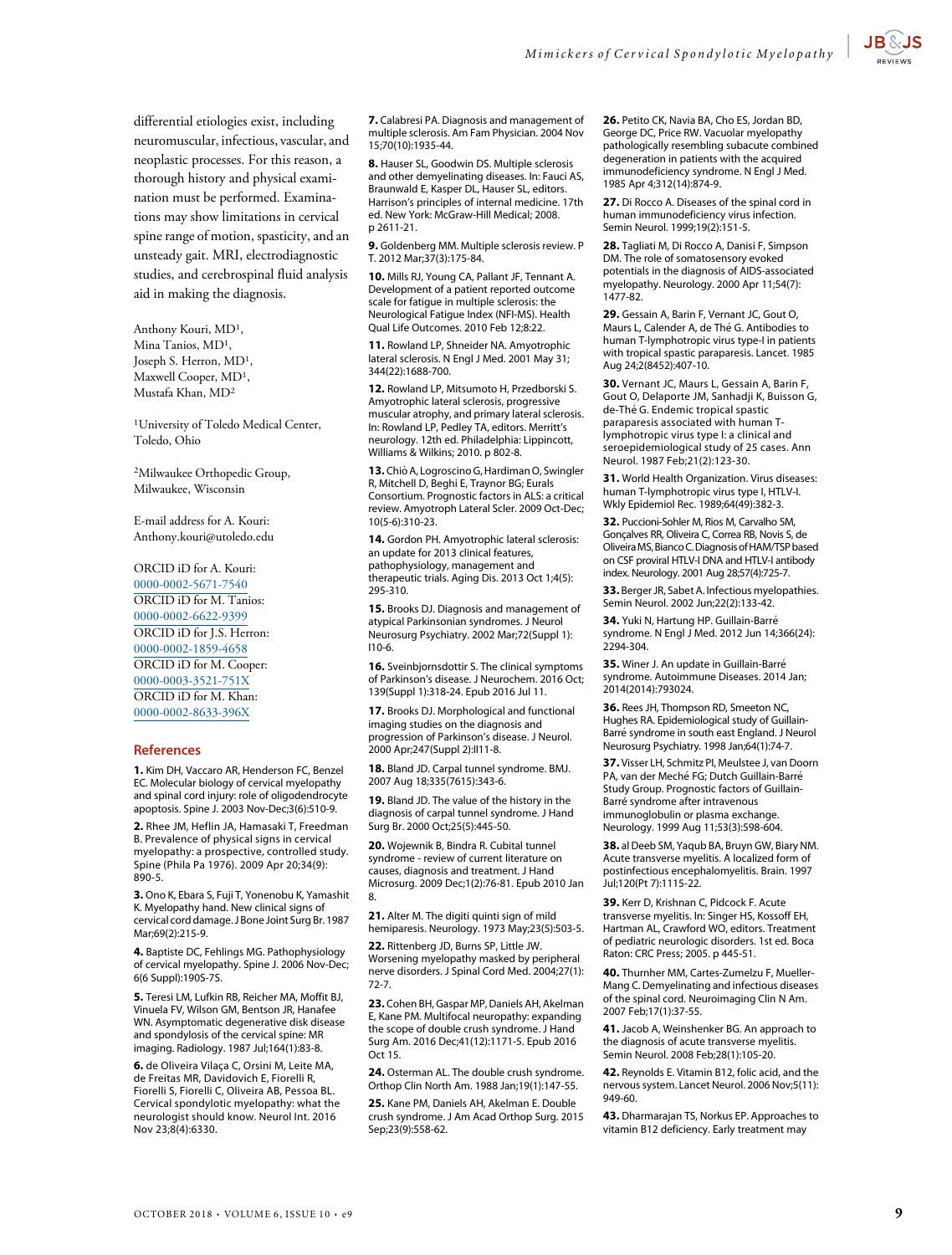differential etiologies exist, including neuromuscular, infectious, vascular, and neoplastic processes. For this reason, a thorough history and physical examination must be performed. Examinations may show limitations in cervical spine range of motion, spasticity, and an unsteady gait. MRI, electrodiagnostic studies, and cerebrospinal fluid analysis aid in making the diagnosis.

Anthony Kouri, MD[1],
Mina Tanios, MD[1],
Joseph S. Herron, MD[1],
Maxwell Cooper, MD[1],
Mustafa Khan, MD[2]

[1]University of Toledo Medical Center, Toledo, Ohio

[2]Milwaukee Orthopedic Group, Milwaukee, Wisconsin

E-mail address for A. Kouri: Anthony.kouri@utoledo.edu

ORCID iD for A. Kouri: 0000-0002-5671-7540
ORCID iD for M. Tanios: 0000-0002-6622-9399
ORCID iD for J.S. Herron: 0000-0002-1859-4658
ORCID iD for M. Cooper: 0000-0003-3521-751X
ORCID iD for M. Khan: 0000-0002-8633-396X

## References

**1.** Kim DH, Vaccaro AR, Henderson FC, Benzel EC. Molecular biology of cervical myelopathy and spinal cord injury: role of oligodendrocyte apoptosis. Spine J. 2003 Nov-Dec;3(6):510-9.

**2.** Rhee JM, Heflin JA, Hamasaki T, Freedman B. Prevalence of physical signs in cervical myelopathy: a prospective, controlled study. Spine (Phila Pa 1976). 2009 Apr 20;34(9):890-5.

**3.** Ono K, Ebara S, Fuji T, Yonenobu K, Yamashita K. Myelopathy hand. New clinical signs of cervical cord damage. J Bone Joint Surg Br. 1987 Mar;69(2):215-9.

**4.** Baptiste DC, Fehlings MG. Pathophysiology of cervical myelopathy. Spine J. 2006 Nov-Dec;6(6 Suppl):190S-7S.

**5.** Teresi LM, Lufkin RB, Reicher MA, Moffit BJ, Vinuela FV, Wilson GM, Bentson JR, Hanafee WN. Asymptomatic degenerative disk disease and spondylosis of the cervical spine: MR imaging. Radiology. 1987 Jul;164(1):83-8.

**6.** de Oliveira Vilaça C, Orsini M, Leite MA, de Freitas MR, Davidovich E, Fiorelli R, Fiorelli S, Fiorelli C, Oliveira AB, Pessoa BL. Cervical spondylotic myelopathy: what the neurologist should know. Neurol Int. 2016 Nov 23;8(4):6330.

**7.** Calabresi PA. Diagnosis and management of multiple sclerosis. Am Fam Physician. 2004 Nov 15;70(10):1935-44.

**8.** Hauser SL, Goodwin DS. Multiple sclerosis and other demyelinating diseases. In: Fauci AS, Braunwald E, Kasper DL, Hauser SL, editors. Harrison's principles of internal medicine. 17th ed. New York: McGraw-Hill Medical; 2008. p 2611-21.

**9.** Goldenberg MM. Multiple sclerosis review. P T. 2012 Mar;37(3):175-84.

**10.** Mills RJ, Young CA, Pallant JF, Tennant A. Development of a patient reported outcome scale for fatigue in multiple sclerosis: the Neurological Fatigue Index (NFI-MS). Health Qual Life Outcomes. 2010 Feb 12;8:22.

**11.** Rowland LP, Shneider NA. Amyotrophic lateral sclerosis. N Engl J Med. 2001 May 31;344(22):1688-700.

**12.** Rowland LP, Mitsumoto H, Przedborski S. Amyotrophic lateral sclerosis, progressive muscular atrophy, and primary lateral sclerosis. In: Rowland LP, Pedley TA, editors. Merritt's neurology. 12th ed. Philadelphia: Lippincott, Williams & Wilkins; 2010. p 802-8.

**13.** Chiò A, Logroscino G, Hardiman O, Swingler R, Mitchell D, Beghi E, Traynor BG; Eurals Consortium. Prognostic factors in ALS: a critical review. Amyotroph Lateral Scler. 2009 Oct-Dec;10(5-6):310-23.

**14.** Gordon PH. Amyotrophic lateral sclerosis: an update for 2013 clinical features, pathophysiology, management and therapeutic trials. Aging Dis. 2013 Oct 1;4(5):295-310.

**15.** Brooks DJ. Diagnosis and management of atypical Parkinsonian syndromes. J Neurol Neurosurg Psychiatry. 2002 Mar;72(Suppl 1):I10-6.

**16.** Sveinbjornsdottir S. The clinical symptoms of Parkinson's disease. J Neurochem. 2016 Oct;139(Suppl 1):318-24. Epub 2016 Jul 11.

**17.** Brooks DJ. Morphological and functional imaging studies on the diagnosis and progression of Parkinson's disease. J Neurol. 2000 Apr;247(Suppl 2):II11-8.

**18.** Bland JD. Carpal tunnel syndrome. BMJ. 2007 Aug 18;335(7615):343-6.

**19.** Bland JD. The value of the history in the diagnosis of carpal tunnel syndrome. J Hand Surg Br. 2000 Oct;25(5):445-50.

**20.** Wojewnik B, Bindra R. Cubital tunnel syndrome - review of current literature on causes, diagnosis and treatment. J Hand Microsurg. 2009 Dec;1(2):76-81. Epub 2010 Jan 8.

**21.** Alter M. The digiti quinti sign of mild hemiparesis. Neurology. 1973 May;23(5):503-5.

**22.** Rittenberg JD, Burns SP, Little JW. Worsening myelopathy masked by peripheral nerve disorders. J Spinal Cord Med. 2004;27(1):72-7.

**23.** Cohen BH, Gaspar MP, Daniels AH, Akelman E, Kane PM. Multifocal neuropathy: expanding the scope of double crush syndrome. J Hand Surg Am. 2016 Dec;41(12):1171-5. Epub 2016 Oct 15.

**24.** Osterman AL. The double crush syndrome. Orthop Clin North Am. 1988 Jan;19(1):147-55.

**25.** Kane PM, Daniels AH, Akelman E. Double crush syndrome. J Am Acad Orthop Surg. 2015 Sep;23(9):558-62.

**26.** Petito CK, Navia BA, Cho ES, Jordan BD, George DC, Price RW. Vacuolar myelopathy pathologically resembling subacute combined degeneration in patients with the acquired immunodeficiency syndrome. N Engl J Med. 1985 Apr 4;312(14):874-9.

**27.** Di Rocco A. Diseases of the spinal cord in human immunodeficiency virus infection. Semin Neurol. 1999;19(2):151-5.

**28.** Tagliati M, Di Rocco A, Danisi F, Simpson DM. The role of somatosensory evoked potentials in the diagnosis of AIDS-associated myelopathy. Neurology. 2000 Apr 11;54(7):1477-82.

**29.** Gessain A, Barin F, Vernant JC, Gout O, Maurs L, Calender A, de Thé G. Antibodies to human T-lymphotropic virus type-I in patients with tropical spastic paraparesis. Lancet. 1985 Aug 24;2(8452):407-10.

**30.** Vernant JC, Maurs L, Gessain A, Barin F, Gout O, Delaporte JM, Sanhadji K, Buisson G, de-Thé G. Endemic tropical spastic paraparesis associated with human T-lymphotropic virus type I: a clinical and seroepidemiological study of 25 cases. Ann Neurol. 1987 Feb;21(2):123-30.

**31.** World Health Organization. Virus diseases: human T-lymphotropic virus type I, HTLV-I. Wkly Epidemiol Rec. 1989;64(49):382-3.

**32.** Puccioni-Sohler M, Rios M, Carvalho SM, Gonçalves RR, Oliveira C, Correa RB, Novis S, de Oliveira MS, Bianco C. Diagnosis of HAM/TSP based on CSF proviral HTLV-I DNA and HTLV-I antibody index. Neurology. 2001 Aug 28;57(4):725-7.

**33.** Berger JR, Sabet A. Infectious myelopathies. Semin Neurol. 2002 Jun;22(2):133-42.

**34.** Yuki N, Hartung HP. Guillain-Barré syndrome. N Engl J Med. 2012 Jun 14;366(24):2294-304.

**35.** Winer J. An update in Guillain-Barré syndrome. Autoimmune Diseases. 2014 Jan;2014(2014):793024.

**36.** Rees JH, Thompson RD, Smeeton NC, Hughes RA. Epidemiological study of Guillain-Barré syndrome in south east England. J Neurol Neurosurg Psychiatry. 1998 Jan;64(1):74-7.

**37.** Visser LH, Schmitz PI, Meulstee J, van Doorn PA, van der Meché FG; Dutch Guillain-Barré Study Group. Prognostic factors of Guillain-Barré syndrome after intravenous immunoglobulin or plasma exchange. Neurology. 1999 Aug 11;53(3):598-604.

**38.** al Deeb SM, Yaqub BA, Bruyn GW, Biary NM. Acute transverse myelitis. A localized form of postinfectious encephalomyelitis. Brain. 1997 Jul;120(Pt 7):1115-22.

**39.** Kerr D, Krishnan C, Pidcock F. Acute transverse myelitis. In: Singer HS, Kossoff EH, Hartman AL, Crawford WO, editors. Treatment of pediatric neurologic disorders. 1st ed. Boca Raton: CRC Press; 2005. p 445-51.

**40.** Thurnher MM, Cartes-Zumelzu F, Mueller-Mang C. Demyelinating and infectious diseases of the spinal cord. Neuroimaging Clin N Am. 2007 Feb;17(1):37-55.

**41.** Jacob A, Weinshenker BG. An approach to the diagnosis of acute transverse myelitis. Semin Neurol. 2008 Feb;28(1):105-20.

**42.** Reynolds E. Vitamin B12, folic acid, and the nervous system. Lancet Neurol. 2006 Nov;5(11):949-60.

**43.** Dharmarajan TS, Norkus EP. Approaches to vitamin B12 deficiency. Early treatment may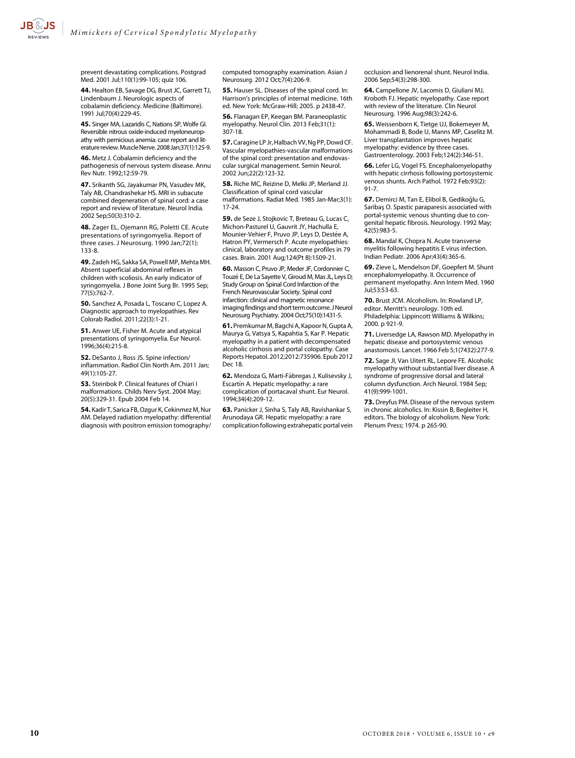prevent devastating complications. Postgrad Med. 2001 Jul;110(1):99-105; quiz 106.

**44.** Healton EB, Savage DG, Brust JC, Garrett TJ, Lindenbaum J. Neurologic aspects of cobalamin deficiency. Medicine (Baltimore). 1991 Jul;70(4):229-45.

**45.** Singer MA, Lazaridis C, Nations SP, Wolfe GI. Reversible nitrous oxide-induced myeloneuropathy with pernicious anemia: case report and literature review. Muscle Nerve. 2008 Jan;37(1):125-9.

**46.** Metz J. Cobalamin deficiency and the pathogenesis of nervous system disease. Annu Rev Nutr. 1992;12:59-79.

**47.** Srikanth SG, Jayakumar PN, Vasudev MK, Taly AB, Chandrashekar HS. MRI in subacute combined degeneration of spinal cord: a case report and review of literature. Neurol India. 2002 Sep;50(3):310-2.

**48.** Zager EL, Ojemann RG, Poletti CE. Acute presentations of syringomyelia. Report of three cases. J Neurosurg. 1990 Jan;72(1):133-8.

**49.** Zadeh HG, Sakka SA, Powell MP, Mehta MH. Absent superficial abdominal reflexes in children with scoliosis. An early indicator of syringomyelia. J Bone Joint Surg Br. 1995 Sep;77(5):762-7.

**50.** Sanchez A, Posada L, Toscano C, Lopez A. Diagnostic approach to myelopathies. Rev Colorab Radiol. 2011;22(3):1-21.

**51.** Anwer UE, Fisher M. Acute and atypical presentations of syringomyelia. Eur Neurol. 1996;36(4):215-8.

**52.** DeSanto J, Ross JS. Spine infection/inflammation. Radiol Clin North Am. 2011 Jan;49(1):105-27.

**53.** Steinbok P. Clinical features of Chiari I malformations. Childs Nerv Syst. 2004 May;20(5):329-31. Epub 2004 Feb 14.

**54.** Kadir T, Sarica FB, Ozgur K, Cekinmez M, Nur AM. Delayed radiation myelopathy: differential diagnosis with positron emission tomography/computed tomography examination. Asian J Neurosurg. 2012 Oct;7(4):206-9.

**55.** Hauser SL. Diseases of the spinal cord. In: Harrison's principles of internal medicine. 16th ed. New York: McGraw-Hill; 2005. p 2438-47.

**56.** Flanagan EP, Keegan BM. Paraneoplastic myelopathy. Neurol Clin. 2013 Feb;31(1):307-18.

**57.** Caragine LP Jr, Halbach VV, Ng PP, Dowd CF. Vascular myelopathies-vascular malformations of the spinal cord: presentation and endovascular surgical management. Semin Neurol. 2002 Jun;22(2):123-32.

**58.** Riche MC, Reizine D, Melki JP, Merland JJ. Classification of spinal cord vascular malformations. Radiat Med. 1985 Jan-Mar;3(1):17-24.

**59.** de Seze J, Stojkovic T, Breteau G, Lucas C, Michon-Pasturel U, Gauvrit JY, Hachulla E, Mounier-Vehier F, Pruvo JP, Leys D, Destée A, Hatron PY, Vermersch P. Acute myelopathies: clinical, laboratory and outcome profiles in 79 cases. Brain. 2001 Aug;124(Pt 8):1509-21.

**60.** Masson C, Pruvo JP, Meder JF, Cordonnier C, Touzé E, De La Sayette V, Giroud M, Mas JL, Leys D; Study Group on Spinal Cord Infarction of the French Neurovascular Society. Spinal cord infarction: clinical and magnetic resonance imaging findings and short term outcome. J Neurol Neurosurg Psychiatry. 2004 Oct;75(10):1431-5.

**61.** Premkumar M, Bagchi A, Kapoor N, Gupta A, Maurya G, Vatsya S, Kapahtia S, Kar P. Hepatic myelopathy in a patient with decompensated alcoholic cirrhosis and portal colopathy. Case Reports Hepatol. 2012;2012:735906. Epub 2012 Dec 18.

**62.** Mendoza G, Marti-Fàbregas J, Kulisevsky J, Escartín A. Hepatic myelopathy: a rare complication of portacaval shunt. Eur Neurol. 1994;34(4):209-12.

**63.** Panicker J, Sinha S, Taly AB, Ravishankar S, Arunodaya GR. Hepatic myelopathy: a rare complication following extrahepatic portal vein occlusion and lienorenal shunt. Neurol India. 2006 Sep;54(3):298-300.

**64.** Campellone JV, Lacomis D, Giuliani MJ, Kroboth FJ. Hepatic myelopathy. Case report with review of the literature. Clin Neurol Neurosurg. 1996 Aug;98(3):242-6.

**65.** Weissenborn K, Tietge UJ, Bokemeyer M, Mohammadi B, Bode U, Manns MP, Caselitz M. Liver transplantation improves hepatic myelopathy: evidence by three cases. Gastroenterology. 2003 Feb;124(2):346-51.

**66.** Lefer LG, Vogel FS. Encephalomyelopathy with hepatic cirrhosis following portosystemic venous shunts. Arch Pathol. 1972 Feb;93(2):91-7.

**67.** Demirci M, Tan E, Elibol B, Gedikoğlu G, Saribaş O. Spastic paraparesis associated with portal-systemic venous shunting due to congenital hepatic fibrosis. Neurology. 1992 May;42(5):983-5.

**68.** Mandal K, Chopra N. Acute transverse myelitis following hepatitis E virus infection. Indian Pediatr. 2006 Apr;43(4):365-6.

**69.** Zieve L, Mendelson DF, Goepfert M. Shunt encephalomyelopathy. II. Occurrence of permanent myelopathy. Ann Intern Med. 1960 Jul;53:53-63.

**70.** Brust JCM. Alcoholism. In: Rowland LP, editor. Merritt's neurology. 10th ed. Philadelphia: Lippincott Williams & Wilkins; 2000. p 921-9.

**71.** Liversedge LA, Rawson MD. Myelopathy in hepatic disease and portosystemic venous anastomosis. Lancet. 1966 Feb 5;1(7432):277-9.

**72.** Sage JI, Van Uitert RL, Lepore FE. Alcoholic myelopathy without substantial liver disease. A syndrome of progressive dorsal and lateral column dysfunction. Arch Neurol. 1984 Sep;41(9):999-1001.

**73.** Dreyfus PM. Disease of the nervous system in chronic alcoholics. In: Kissin B, Begleiter H, editors. The biology of alcoholism. New York: Plenum Press; 1974. p 265-90.